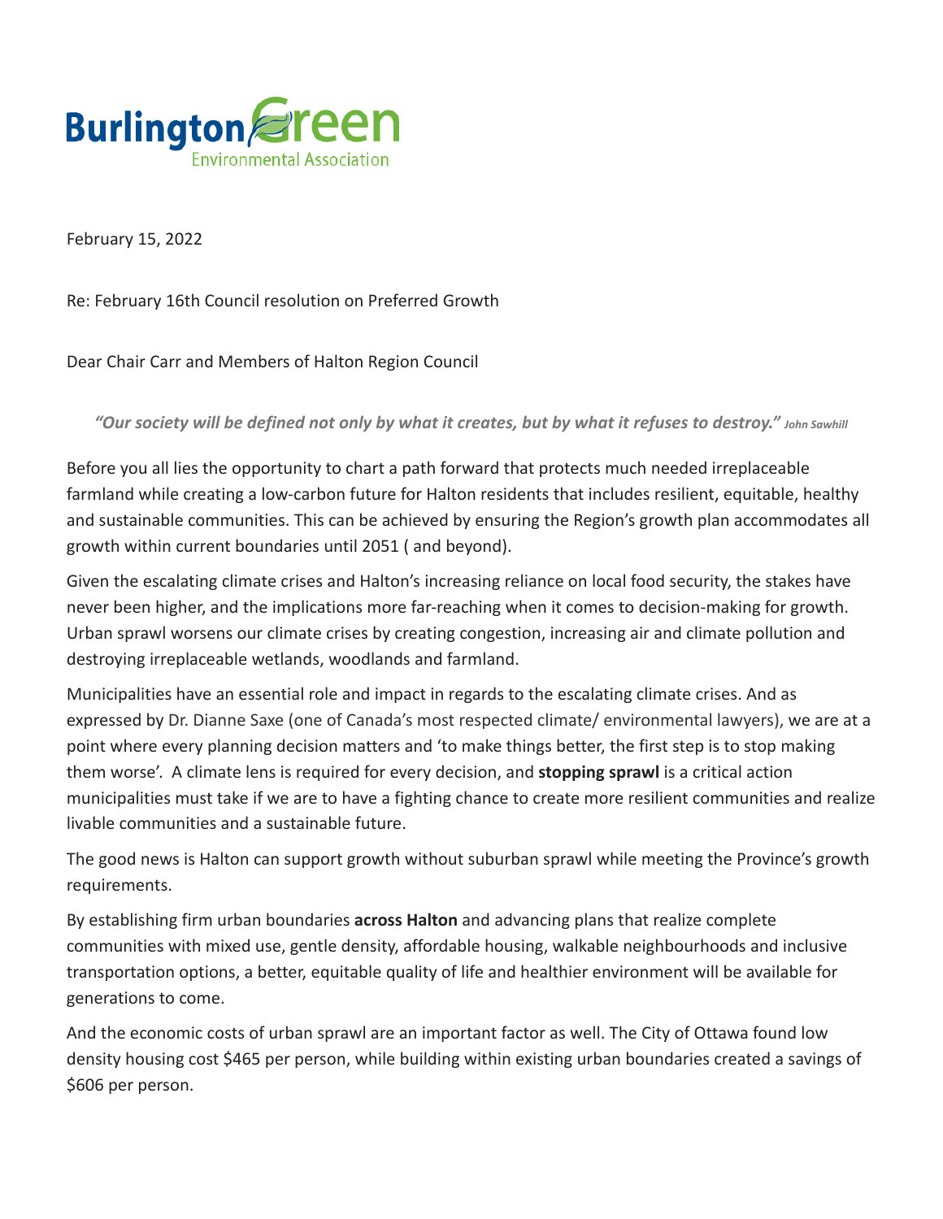BurlingtonGreen Environmental Association

February 15, 2022

Re: February 16th Council resolution on Preferred Growth

Dear Chair Carr and Members of Halton Region Council

*"Our society will be defined not only by what it creates, but by what it refuses to destroy." John Sawhill*

Before you all lies the opportunity to chart a path forward that protects much needed irreplaceable farmland while creating a low-carbon future for Halton residents that includes resilient, equitable, healthy and sustainable communities. This can be achieved by ensuring the Region's growth plan accommodates all growth within current boundaries until 2051 ( and beyond).

Given the escalating climate crises and Halton's increasing reliance on local food security, the stakes have never been higher, and the implications more far-reaching when it comes to decision-making for growth. Urban sprawl worsens our climate crises by creating congestion, increasing air and climate pollution and destroying irreplaceable wetlands, woodlands and farmland.

Municipalities have an essential role and impact in regards to the escalating climate crises. And as expressed by Dr. Dianne Saxe (one of Canada's most respected climate/ environmental lawyers), we are at a point where every planning decision matters and 'to make things better, the first step is to stop making them worse'. A climate lens is required for every decision, and **stopping sprawl** is a critical action municipalities must take if we are to have a fighting chance to create more resilient communities and realize livable communities and a sustainable future.

The good news is Halton can support growth without suburban sprawl while meeting the Province's growth requirements.

By establishing firm urban boundaries **across Halton** and advancing plans that realize complete communities with mixed use, gentle density, affordable housing, walkable neighbourhoods and inclusive transportation options, a better, equitable quality of life and healthier environment will be available for generations to come.

And the economic costs of urban sprawl are an important factor as well. The City of Ottawa found low density housing cost $465 per person, while building within existing urban boundaries created a savings of $606 per person.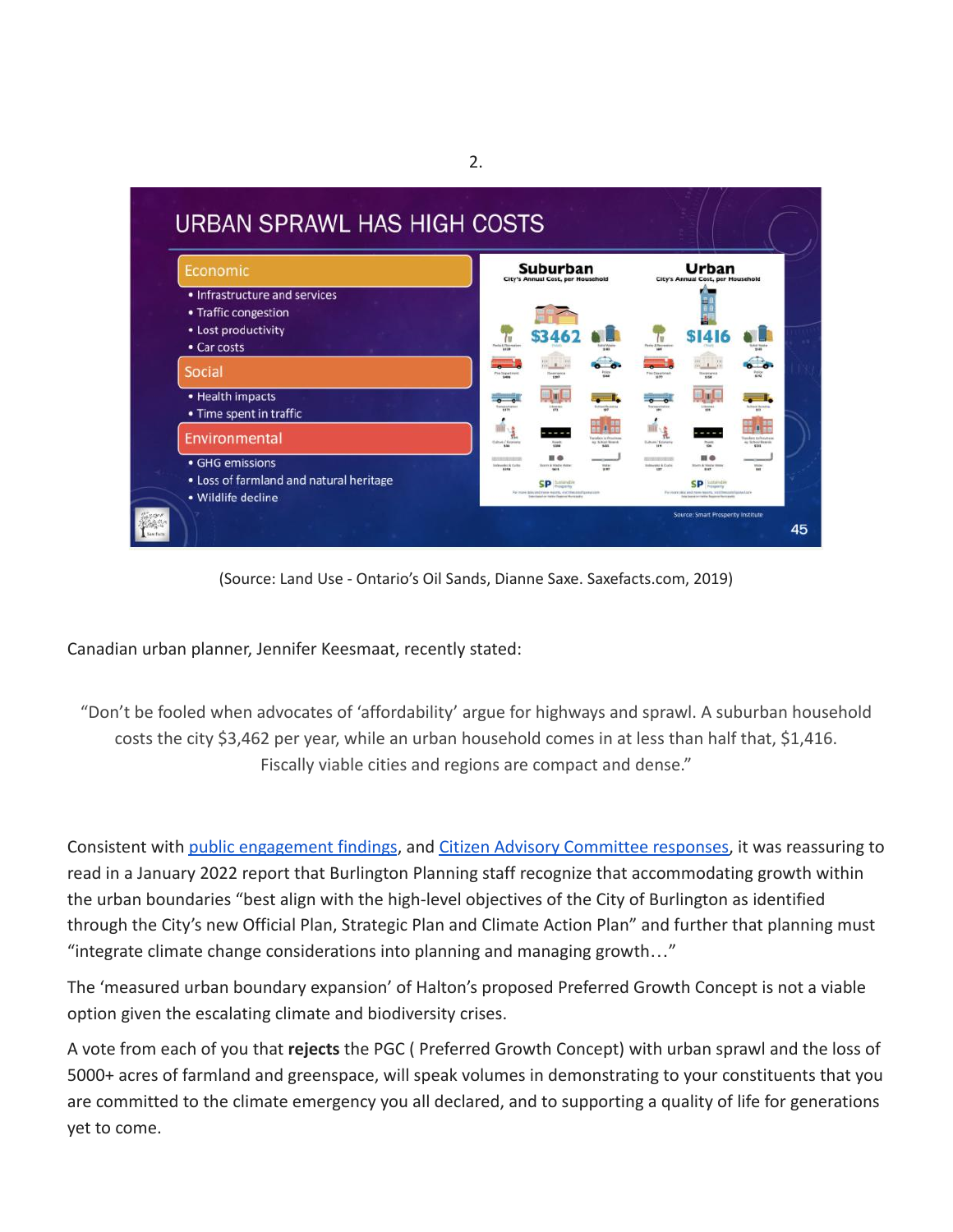## URBAN SPRAWL HAS HIGH COSTS

**Economic**
- Infrastructure and services
- Traffic congestion
- Lost productivity
- Car costs

**Social**
- Health impacts
- Time spent in traffic

**Environmental**
- GHG emissions
- Loss of farmland and natural heritage
- Wildlife decline

| Suburban | Urban |
| --- | --- |
| City's Annual Cost, per Household | City's Annual Cost, per Household |
| $3462 | $1416 |

Source: Smart Prosperity Institute

(Source: Land Use - Ontario's Oil Sands, Dianne Saxe. Saxefacts.com, 2019)

Canadian urban planner, Jennifer Keesmaat, recently stated:

> "Don't be fooled when advocates of 'affordability' argue for highways and sprawl. A suburban household costs the city $3,462 per year, while an urban household comes in at less than half that, $1,416. Fiscally viable cities and regions are compact and dense."

Consistent with public engagement findings, and Citizen Advisory Committee responses, it was reassuring to read in a January 2022 report that Burlington Planning staff recognize that accommodating growth within the urban boundaries "best align with the high-level objectives of the City of Burlington as identified through the City's new Official Plan, Strategic Plan and Climate Action Plan" and further that planning must "integrate climate change considerations into planning and managing growth…"

The 'measured urban boundary expansion' of Halton's proposed Preferred Growth Concept is not a viable option given the escalating climate and biodiversity crises.

A vote from each of you that **rejects** the PGC ( Preferred Growth Concept) with urban sprawl and the loss of 5000+ acres of farmland and greenspace, will speak volumes in demonstrating to your constituents that you are committed to the climate emergency you all declared, and to supporting a quality of life for generations yet to come.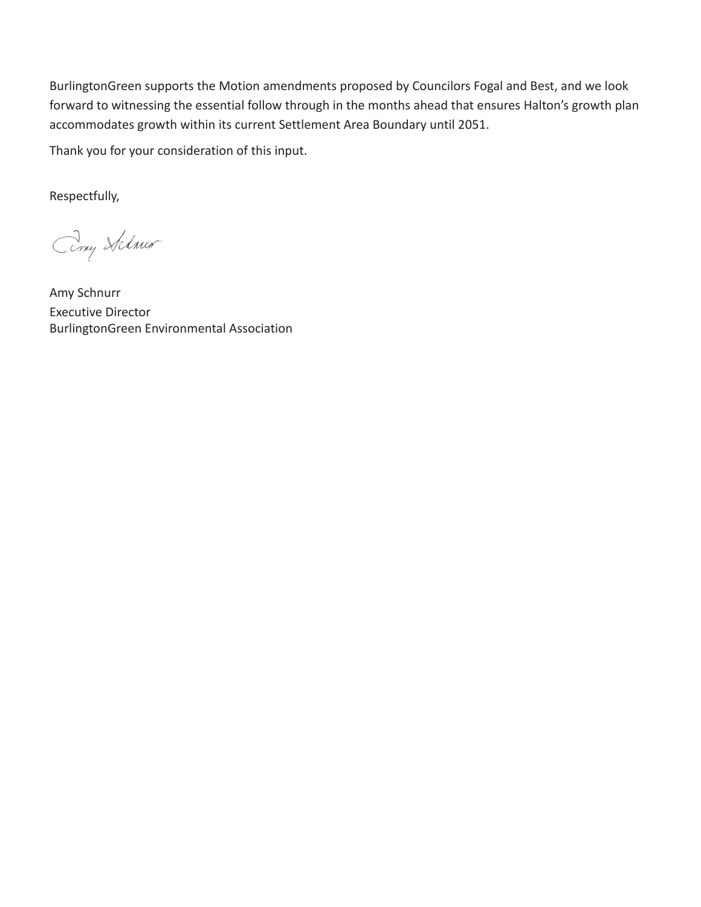BurlingtonGreen supports the Motion amendments proposed by Councilors Fogal and Best, and we look forward to witnessing the essential follow through in the months ahead that ensures Halton's growth plan accommodates growth within its current Settlement Area Boundary until 2051.

Thank you for your consideration of this input.

Respectfully,

Amy Schnurr
Executive Director
BurlingtonGreen Environmental Association